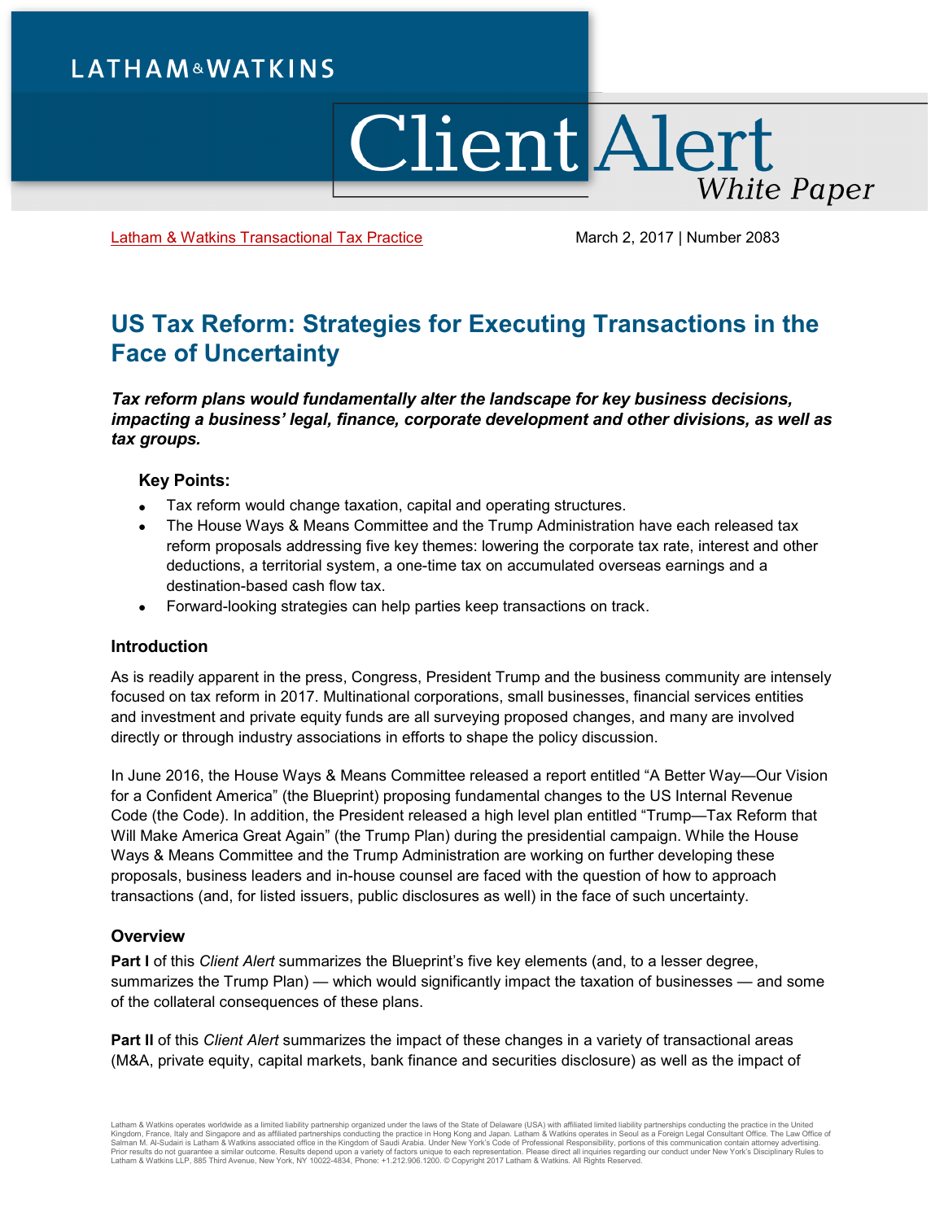LATHAM & WATKINS

# Client Alert
White Paper

Latham & Watkins Transactional Tax Practice

March 2, 2017 | Number 2083

## US Tax Reform: Strategies for Executing Transactions in the Face of Uncertainty

***Tax reform plans would fundamentally alter the landscape for key business decisions, impacting a business' legal, finance, corporate development and other divisions, as well as tax groups.***

### Key Points:

- Tax reform would change taxation, capital and operating structures.
- The House Ways & Means Committee and the Trump Administration have each released tax reform proposals addressing five key themes: lowering the corporate tax rate, interest and other deductions, a territorial system, a one-time tax on accumulated overseas earnings and a destination-based cash flow tax.
- Forward-looking strategies can help parties keep transactions on track.

### Introduction

As is readily apparent in the press, Congress, President Trump and the business community are intensely focused on tax reform in 2017. Multinational corporations, small businesses, financial services entities and investment and private equity funds are all surveying proposed changes, and many are involved directly or through industry associations in efforts to shape the policy discussion.

In June 2016, the House Ways & Means Committee released a report entitled "A Better Way—Our Vision for a Confident America" (the Blueprint) proposing fundamental changes to the US Internal Revenue Code (the Code). In addition, the President released a high level plan entitled "Trump—Tax Reform that Will Make America Great Again" (the Trump Plan) during the presidential campaign. While the House Ways & Means Committee and the Trump Administration are working on further developing these proposals, business leaders and in-house counsel are faced with the question of how to approach transactions (and, for listed issuers, public disclosures as well) in the face of such uncertainty.

### Overview

**Part I** of this *Client Alert* summarizes the Blueprint's five key elements (and, to a lesser degree, summarizes the Trump Plan) — which would significantly impact the taxation of businesses — and some of the collateral consequences of these plans.

**Part II** of this *Client Alert* summarizes the impact of these changes in a variety of transactional areas (M&A, private equity, capital markets, bank finance and securities disclosure) as well as the impact of

Latham & Watkins operates worldwide as a limited liability partnership organized under the laws of the State of Delaware (USA) with affiliated limited liability partnerships conducting the practice in the United Kingdom, France, Italy and Singapore and as affiliated partnerships conducting the practice in Hong Kong and Japan. Latham & Watkins operates in Seoul as a Foreign Legal Consultant Office. The Law Office of Salman M. Al-Sudairi is Latham & Watkins associated office in the Kingdom of Saudi Arabia. Under New York's Code of Professional Responsibility, portions of this communication contain attorney advertising. Prior results do not guarantee a similar outcome. Results depend upon a variety of factors unique to each representation. Please direct all inquiries regarding our conduct under New York's Disciplinary Rules to Latham & Watkins LLP, 885 Third Avenue, New York, NY 10022-4834, Phone: +1.212.906.1200. © Copyright 2017 Latham & Watkins. All Rights Reserved.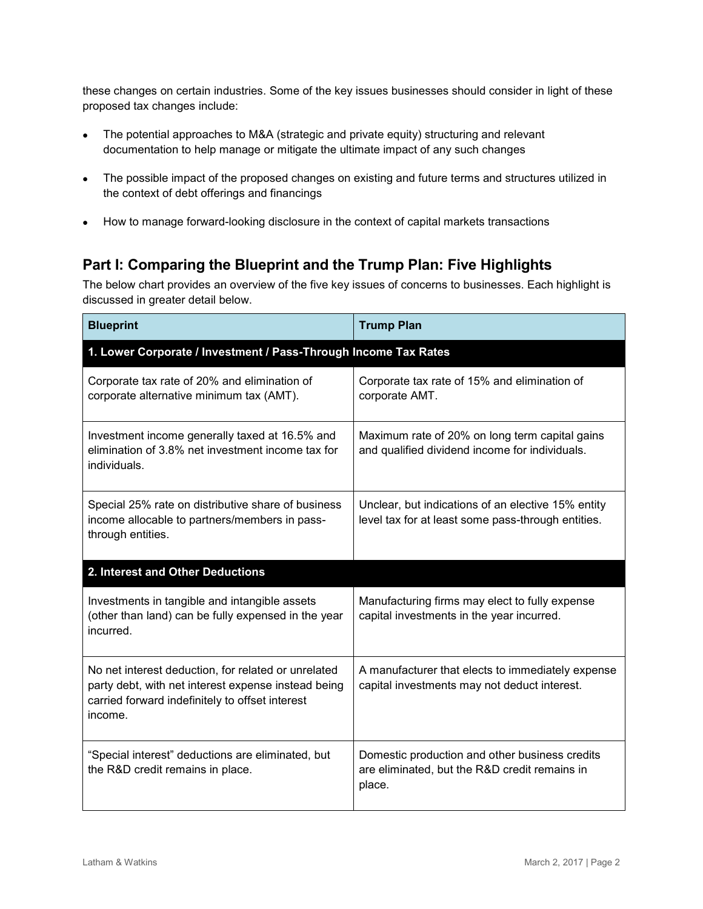these changes on certain industries. Some of the key issues businesses should consider in light of these proposed tax changes include:

- The potential approaches to M&A (strategic and private equity) structuring and relevant documentation to help manage or mitigate the ultimate impact of any such changes
- The possible impact of the proposed changes on existing and future terms and structures utilized in the context of debt offerings and financings
- How to manage forward-looking disclosure in the context of capital markets transactions

## Part I: Comparing the Blueprint and the Trump Plan: Five Highlights

The below chart provides an overview of the five key issues of concerns to businesses. Each highlight is discussed in greater detail below.

| **Blueprint** | **Trump Plan** |
|---|---|
| **1. Lower Corporate / Investment / Pass-Through Income Tax Rates** | |
| Corporate tax rate of 20% and elimination of corporate alternative minimum tax (AMT). | Corporate tax rate of 15% and elimination of corporate AMT. |
| Investment income generally taxed at 16.5% and elimination of 3.8% net investment income tax for individuals. | Maximum rate of 20% on long term capital gains and qualified dividend income for individuals. |
| Special 25% rate on distributive share of business income allocable to partners/members in pass-through entities. | Unclear, but indications of an elective 15% entity level tax for at least some pass-through entities. |
| **2. Interest and Other Deductions** | |
| Investments in tangible and intangible assets (other than land) can be fully expensed in the year incurred. | Manufacturing firms may elect to fully expense capital investments in the year incurred. |
| No net interest deduction, for related or unrelated party debt, with net interest expense instead being carried forward indefinitely to offset interest income. | A manufacturer that elects to immediately expense capital investments may not deduct interest. |
| "Special interest" deductions are eliminated, but the R&D credit remains in place. | Domestic production and other business credits are eliminated, but the R&D credit remains in place. |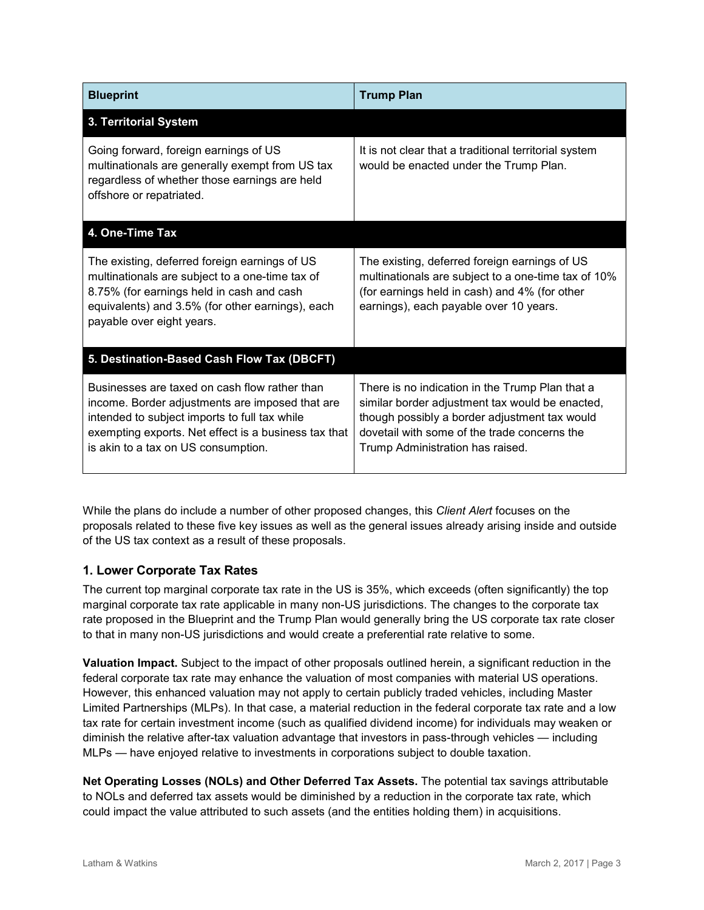| Blueprint | Trump Plan |
|---|---|
| **3. Territorial System** | |
| Going forward, foreign earnings of US multinationals are generally exempt from US tax regardless of whether those earnings are held offshore or repatriated. | It is not clear that a traditional territorial system would be enacted under the Trump Plan. |
| **4. One-Time Tax** | |
| The existing, deferred foreign earnings of US multinationals are subject to a one-time tax of 8.75% (for earnings held in cash and cash equivalents) and 3.5% (for other earnings), each payable over eight years. | The existing, deferred foreign earnings of US multinationals are subject to a one-time tax of 10% (for earnings held in cash) and 4% (for other earnings), each payable over 10 years. |
| **5. Destination-Based Cash Flow Tax (DBCFT)** | |
| Businesses are taxed on cash flow rather than income. Border adjustments are imposed that are intended to subject imports to full tax while exempting exports. Net effect is a business tax that is akin to a tax on US consumption. | There is no indication in the Trump Plan that a similar border adjustment tax would be enacted, though possibly a border adjustment tax would dovetail with some of the trade concerns the Trump Administration has raised. |

While the plans do include a number of other proposed changes, this *Client Alert* focuses on the proposals related to these five key issues as well as the general issues already arising inside and outside of the US tax context as a result of these proposals.

## 1. Lower Corporate Tax Rates

The current top marginal corporate tax rate in the US is 35%, which exceeds (often significantly) the top marginal corporate tax rate applicable in many non-US jurisdictions. The changes to the corporate tax rate proposed in the Blueprint and the Trump Plan would generally bring the US corporate tax rate closer to that in many non-US jurisdictions and would create a preferential rate relative to some.

**Valuation Impact.** Subject to the impact of other proposals outlined herein, a significant reduction in the federal corporate tax rate may enhance the valuation of most companies with material US operations. However, this enhanced valuation may not apply to certain publicly traded vehicles, including Master Limited Partnerships (MLPs). In that case, a material reduction in the federal corporate tax rate and a low tax rate for certain investment income (such as qualified dividend income) for individuals may weaken or diminish the relative after-tax valuation advantage that investors in pass-through vehicles — including MLPs — have enjoyed relative to investments in corporations subject to double taxation.

**Net Operating Losses (NOLs) and Other Deferred Tax Assets.** The potential tax savings attributable to NOLs and deferred tax assets would be diminished by a reduction in the corporate tax rate, which could impact the value attributed to such assets (and the entities holding them) in acquisitions.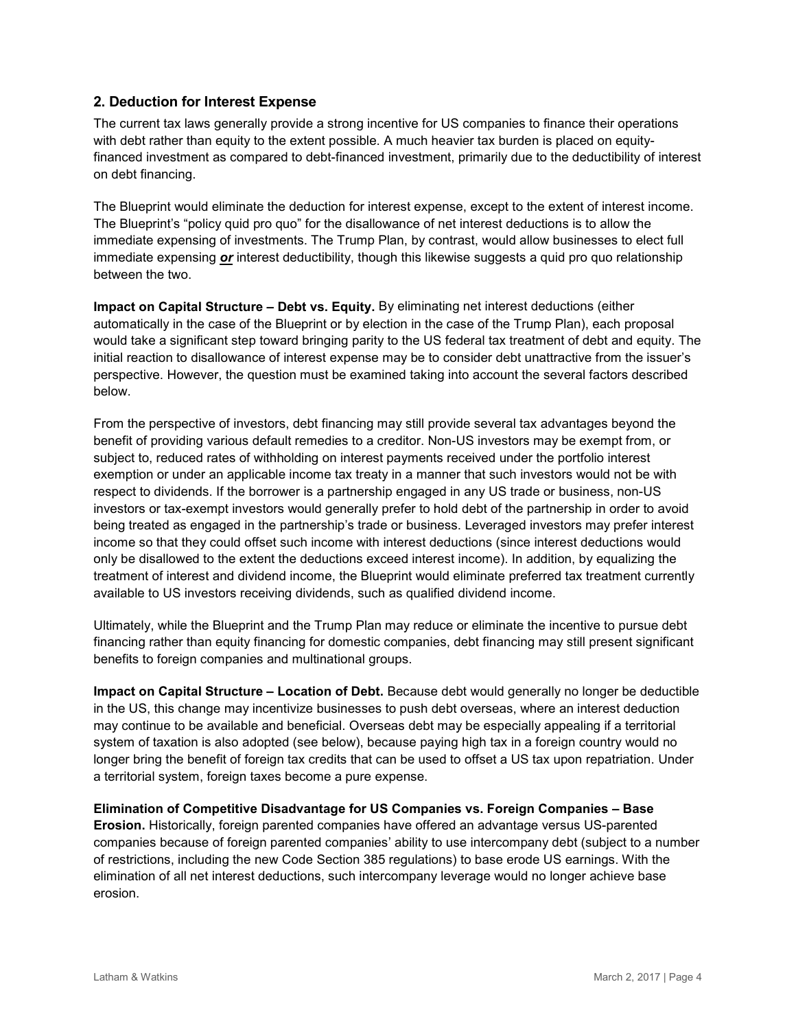## 2. Deduction for Interest Expense

The current tax laws generally provide a strong incentive for US companies to finance their operations with debt rather than equity to the extent possible. A much heavier tax burden is placed on equity-financed investment as compared to debt-financed investment, primarily due to the deductibility of interest on debt financing.

The Blueprint would eliminate the deduction for interest expense, except to the extent of interest income. The Blueprint's "policy quid pro quo" for the disallowance of net interest deductions is to allow the immediate expensing of investments. The Trump Plan, by contrast, would allow businesses to elect full immediate expensing ***or*** interest deductibility, though this likewise suggests a quid pro quo relationship between the two.

**Impact on Capital Structure – Debt vs. Equity.** By eliminating net interest deductions (either automatically in the case of the Blueprint or by election in the case of the Trump Plan), each proposal would take a significant step toward bringing parity to the US federal tax treatment of debt and equity. The initial reaction to disallowance of interest expense may be to consider debt unattractive from the issuer's perspective. However, the question must be examined taking into account the several factors described below.

From the perspective of investors, debt financing may still provide several tax advantages beyond the benefit of providing various default remedies to a creditor. Non-US investors may be exempt from, or subject to, reduced rates of withholding on interest payments received under the portfolio interest exemption or under an applicable income tax treaty in a manner that such investors would not be with respect to dividends. If the borrower is a partnership engaged in any US trade or business, non-US investors or tax-exempt investors would generally prefer to hold debt of the partnership in order to avoid being treated as engaged in the partnership's trade or business. Leveraged investors may prefer interest income so that they could offset such income with interest deductions (since interest deductions would only be disallowed to the extent the deductions exceed interest income). In addition, by equalizing the treatment of interest and dividend income, the Blueprint would eliminate preferred tax treatment currently available to US investors receiving dividends, such as qualified dividend income.

Ultimately, while the Blueprint and the Trump Plan may reduce or eliminate the incentive to pursue debt financing rather than equity financing for domestic companies, debt financing may still present significant benefits to foreign companies and multinational groups.

**Impact on Capital Structure – Location of Debt.** Because debt would generally no longer be deductible in the US, this change may incentivize businesses to push debt overseas, where an interest deduction may continue to be available and beneficial. Overseas debt may be especially appealing if a territorial system of taxation is also adopted (see below), because paying high tax in a foreign country would no longer bring the benefit of foreign tax credits that can be used to offset a US tax upon repatriation. Under a territorial system, foreign taxes become a pure expense.

**Elimination of Competitive Disadvantage for US Companies vs. Foreign Companies – Base Erosion.** Historically, foreign parented companies have offered an advantage versus US-parented companies because of foreign parented companies' ability to use intercompany debt (subject to a number of restrictions, including the new Code Section 385 regulations) to base erode US earnings. With the elimination of all net interest deductions, such intercompany leverage would no longer achieve base erosion.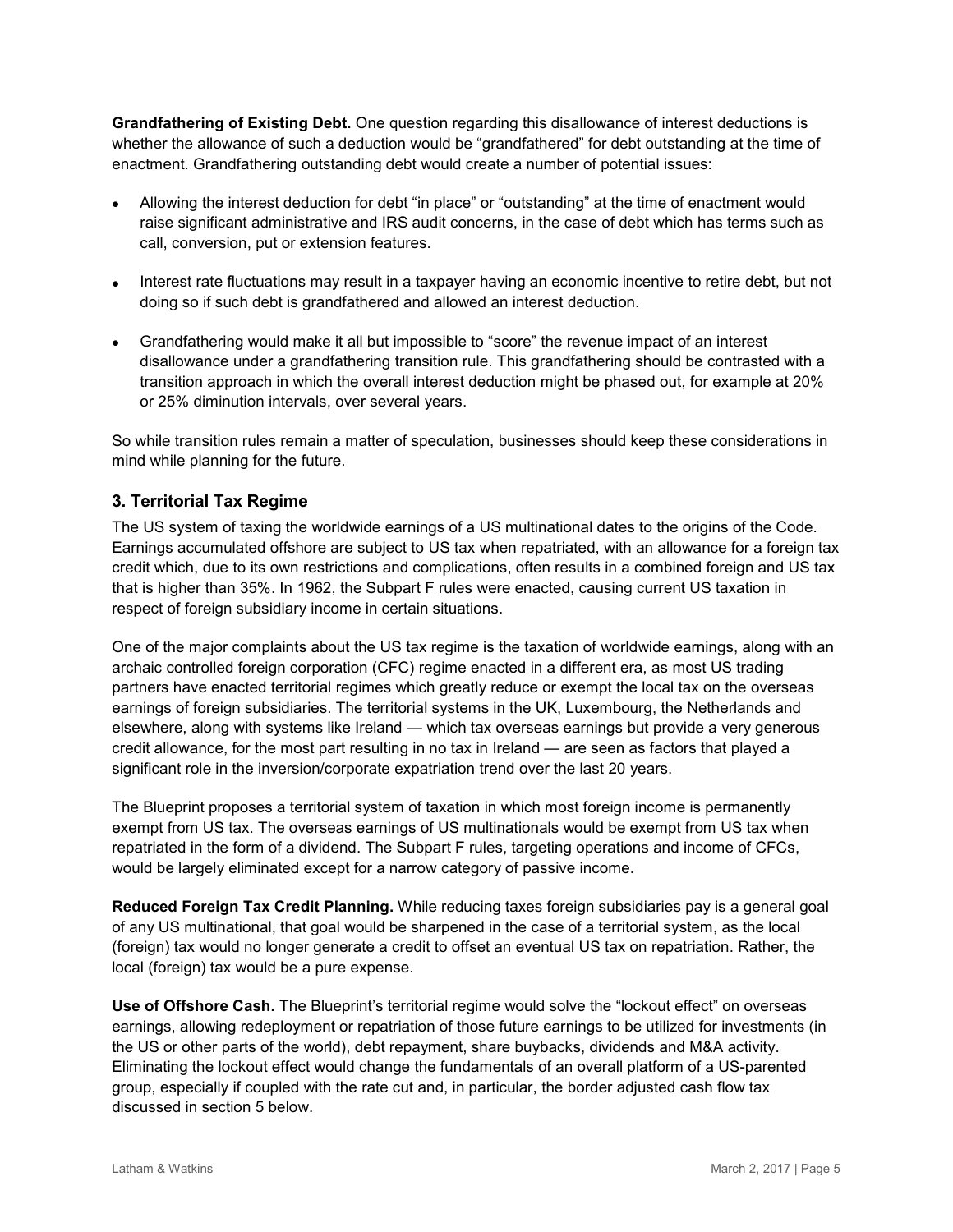**Grandfathering of Existing Debt.** One question regarding this disallowance of interest deductions is whether the allowance of such a deduction would be "grandfathered" for debt outstanding at the time of enactment. Grandfathering outstanding debt would create a number of potential issues:

- Allowing the interest deduction for debt "in place" or "outstanding" at the time of enactment would raise significant administrative and IRS audit concerns, in the case of debt which has terms such as call, conversion, put or extension features.
- Interest rate fluctuations may result in a taxpayer having an economic incentive to retire debt, but not doing so if such debt is grandfathered and allowed an interest deduction.
- Grandfathering would make it all but impossible to "score" the revenue impact of an interest disallowance under a grandfathering transition rule. This grandfathering should be contrasted with a transition approach in which the overall interest deduction might be phased out, for example at 20% or 25% diminution intervals, over several years.

So while transition rules remain a matter of speculation, businesses should keep these considerations in mind while planning for the future.

### 3. Territorial Tax Regime

The US system of taxing the worldwide earnings of a US multinational dates to the origins of the Code. Earnings accumulated offshore are subject to US tax when repatriated, with an allowance for a foreign tax credit which, due to its own restrictions and complications, often results in a combined foreign and US tax that is higher than 35%. In 1962, the Subpart F rules were enacted, causing current US taxation in respect of foreign subsidiary income in certain situations.

One of the major complaints about the US tax regime is the taxation of worldwide earnings, along with an archaic controlled foreign corporation (CFC) regime enacted in a different era, as most US trading partners have enacted territorial regimes which greatly reduce or exempt the local tax on the overseas earnings of foreign subsidiaries. The territorial systems in the UK, Luxembourg, the Netherlands and elsewhere, along with systems like Ireland — which tax overseas earnings but provide a very generous credit allowance, for the most part resulting in no tax in Ireland — are seen as factors that played a significant role in the inversion/corporate expatriation trend over the last 20 years.

The Blueprint proposes a territorial system of taxation in which most foreign income is permanently exempt from US tax. The overseas earnings of US multinationals would be exempt from US tax when repatriated in the form of a dividend. The Subpart F rules, targeting operations and income of CFCs, would be largely eliminated except for a narrow category of passive income.

**Reduced Foreign Tax Credit Planning.** While reducing taxes foreign subsidiaries pay is a general goal of any US multinational, that goal would be sharpened in the case of a territorial system, as the local (foreign) tax would no longer generate a credit to offset an eventual US tax on repatriation. Rather, the local (foreign) tax would be a pure expense.

**Use of Offshore Cash.** The Blueprint's territorial regime would solve the "lockout effect" on overseas earnings, allowing redeployment or repatriation of those future earnings to be utilized for investments (in the US or other parts of the world), debt repayment, share buybacks, dividends and M&A activity. Eliminating the lockout effect would change the fundamentals of an overall platform of a US-parented group, especially if coupled with the rate cut and, in particular, the border adjusted cash flow tax discussed in section 5 below.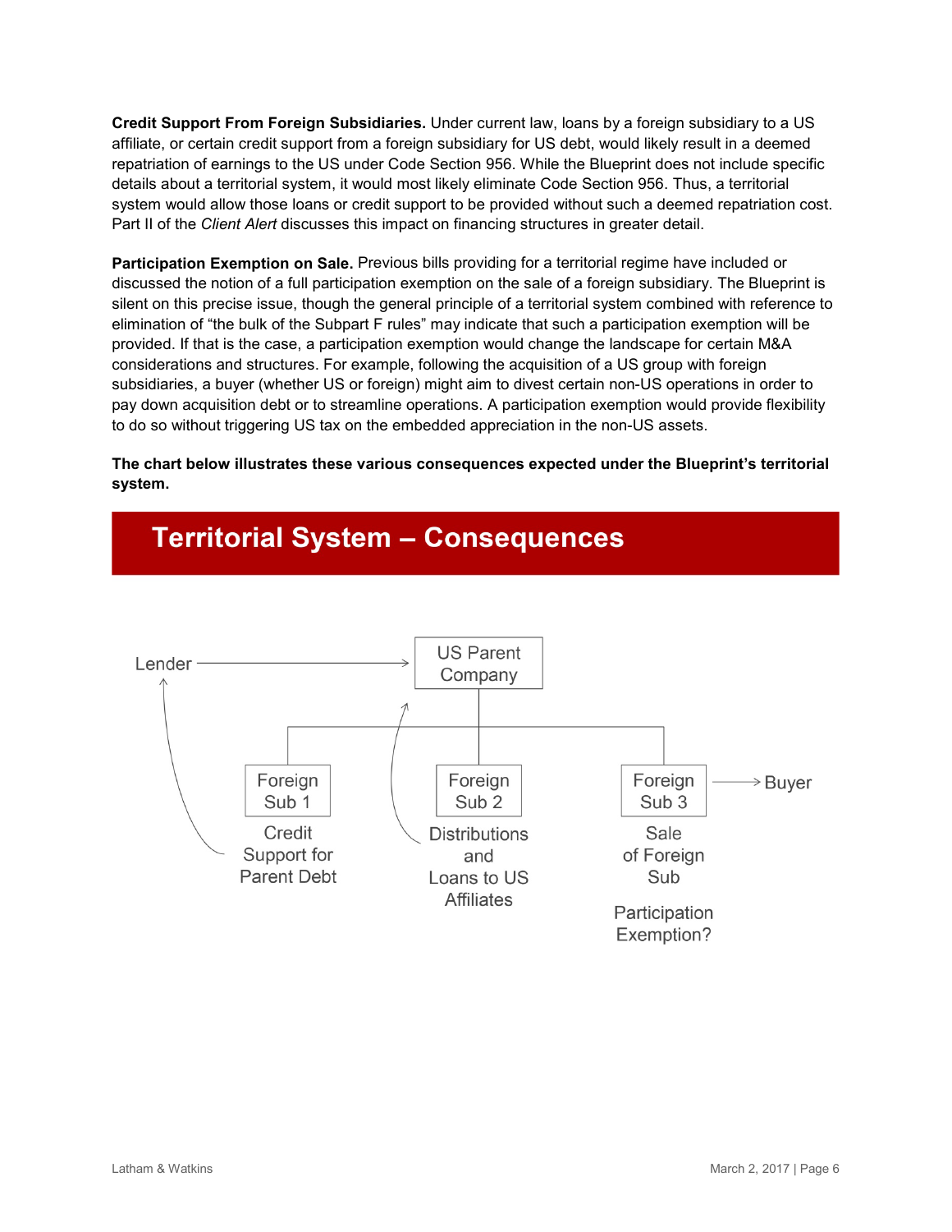**Credit Support From Foreign Subsidiaries.** Under current law, loans by a foreign subsidiary to a US affiliate, or certain credit support from a foreign subsidiary for US debt, would likely result in a deemed repatriation of earnings to the US under Code Section 956. While the Blueprint does not include specific details about a territorial system, it would most likely eliminate Code Section 956. Thus, a territorial system would allow those loans or credit support to be provided without such a deemed repatriation cost. Part II of the *Client Alert* discusses this impact on financing structures in greater detail.

**Participation Exemption on Sale.** Previous bills providing for a territorial regime have included or discussed the notion of a full participation exemption on the sale of a foreign subsidiary. The Blueprint is silent on this precise issue, though the general principle of a territorial system combined with reference to elimination of "the bulk of the Subpart F rules" may indicate that such a participation exemption will be provided. If that is the case, a participation exemption would change the landscape for certain M&A considerations and structures. For example, following the acquisition of a US group with foreign subsidiaries, a buyer (whether US or foreign) might aim to divest certain non-US operations in order to pay down acquisition debt or to streamline operations. A participation exemption would provide flexibility to do so without triggering US tax on the embedded appreciation in the non-US assets.

**The chart below illustrates these various consequences expected under the Blueprint's territorial system.**

## Territorial System – Consequences

Lender → US Parent Company

Foreign Sub 1 — Credit Support for Parent Debt

Foreign Sub 2 — Distributions and Loans to US Affiliates

Foreign Sub 3 → Buyer — Sale of Foreign Sub

Participation Exemption?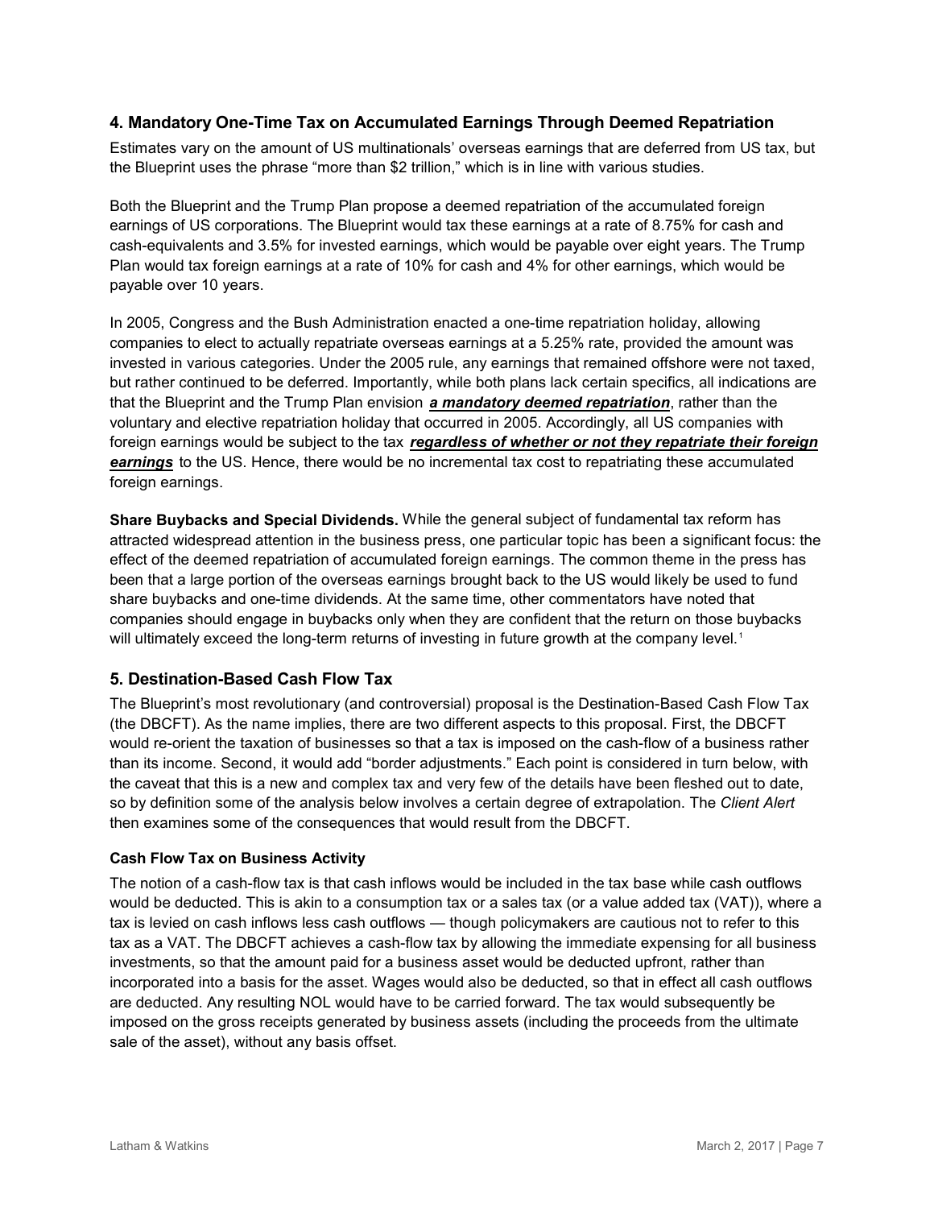## 4. Mandatory One-Time Tax on Accumulated Earnings Through Deemed Repatriation

Estimates vary on the amount of US multinationals' overseas earnings that are deferred from US tax, but the Blueprint uses the phrase "more than $2 trillion," which is in line with various studies.

Both the Blueprint and the Trump Plan propose a deemed repatriation of the accumulated foreign earnings of US corporations. The Blueprint would tax these earnings at a rate of 8.75% for cash and cash-equivalents and 3.5% for invested earnings, which would be payable over eight years. The Trump Plan would tax foreign earnings at a rate of 10% for cash and 4% for other earnings, which would be payable over 10 years.

In 2005, Congress and the Bush Administration enacted a one-time repatriation holiday, allowing companies to elect to actually repatriate overseas earnings at a 5.25% rate, provided the amount was invested in various categories. Under the 2005 rule, any earnings that remained offshore were not taxed, but rather continued to be deferred. Importantly, while both plans lack certain specifics, all indications are that the Blueprint and the Trump Plan envision ***a mandatory deemed repatriation***, rather than the voluntary and elective repatriation holiday that occurred in 2005. Accordingly, all US companies with foreign earnings would be subject to the tax ***regardless of whether or not they repatriate their foreign earnings*** to the US. Hence, there would be no incremental tax cost to repatriating these accumulated foreign earnings.

**Share Buybacks and Special Dividends.** While the general subject of fundamental tax reform has attracted widespread attention in the business press, one particular topic has been a significant focus: the effect of the deemed repatriation of accumulated foreign earnings. The common theme in the press has been that a large portion of the overseas earnings brought back to the US would likely be used to fund share buybacks and one-time dividends. At the same time, other commentators have noted that companies should engage in buybacks only when they are confident that the return on those buybacks will ultimately exceed the long-term returns of investing in future growth at the company level.[1]

## 5. Destination-Based Cash Flow Tax

The Blueprint's most revolutionary (and controversial) proposal is the Destination-Based Cash Flow Tax (the DBCFT). As the name implies, there are two different aspects to this proposal. First, the DBCFT would re-orient the taxation of businesses so that a tax is imposed on the cash-flow of a business rather than its income. Second, it would add "border adjustments." Each point is considered in turn below, with the caveat that this is a new and complex tax and very few of the details have been fleshed out to date, so by definition some of the analysis below involves a certain degree of extrapolation. The *Client Alert* then examines some of the consequences that would result from the DBCFT.

### Cash Flow Tax on Business Activity

The notion of a cash-flow tax is that cash inflows would be included in the tax base while cash outflows would be deducted. This is akin to a consumption tax or a sales tax (or a value added tax (VAT)), where a tax is levied on cash inflows less cash outflows — though policymakers are cautious not to refer to this tax as a VAT. The DBCFT achieves a cash-flow tax by allowing the immediate expensing for all business investments, so that the amount paid for a business asset would be deducted upfront, rather than incorporated into a basis for the asset. Wages would also be deducted, so that in effect all cash outflows are deducted. Any resulting NOL would have to be carried forward. The tax would subsequently be imposed on the gross receipts generated by business assets (including the proceeds from the ultimate sale of the asset), without any basis offset.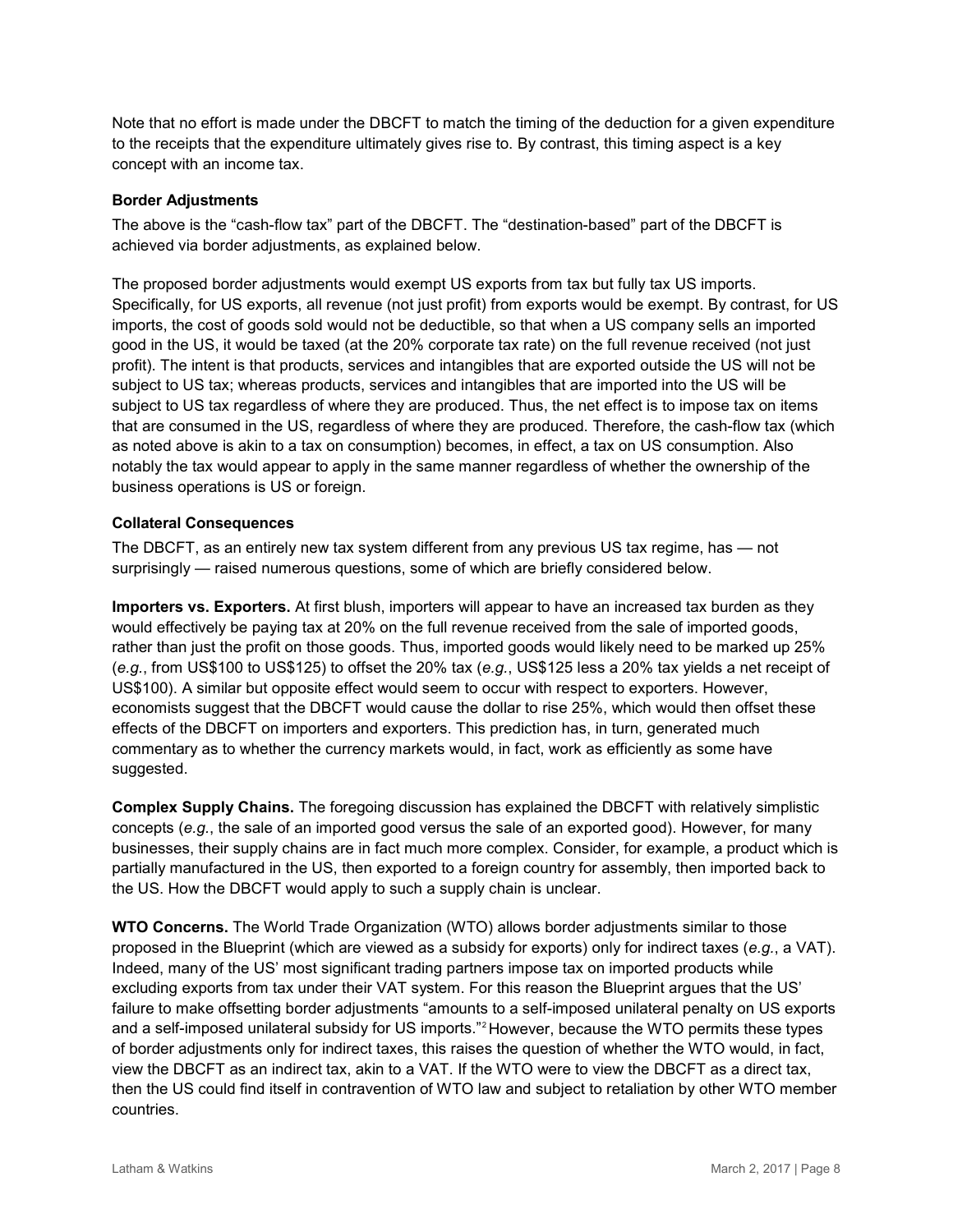Note that no effort is made under the DBCFT to match the timing of the deduction for a given expenditure to the receipts that the expenditure ultimately gives rise to. By contrast, this timing aspect is a key concept with an income tax.

**Border Adjustments**

The above is the "cash-flow tax" part of the DBCFT. The "destination-based" part of the DBCFT is achieved via border adjustments, as explained below.

The proposed border adjustments would exempt US exports from tax but fully tax US imports. Specifically, for US exports, all revenue (not just profit) from exports would be exempt. By contrast, for US imports, the cost of goods sold would not be deductible, so that when a US company sells an imported good in the US, it would be taxed (at the 20% corporate tax rate) on the full revenue received (not just profit). The intent is that products, services and intangibles that are exported outside the US will not be subject to US tax; whereas products, services and intangibles that are imported into the US will be subject to US tax regardless of where they are produced. Thus, the net effect is to impose tax on items that are consumed in the US, regardless of where they are produced. Therefore, the cash-flow tax (which as noted above is akin to a tax on consumption) becomes, in effect, a tax on US consumption. Also notably the tax would appear to apply in the same manner regardless of whether the ownership of the business operations is US or foreign.

**Collateral Consequences**

The DBCFT, as an entirely new tax system different from any previous US tax regime, has — not surprisingly — raised numerous questions, some of which are briefly considered below.

**Importers vs. Exporters.** At first blush, importers will appear to have an increased tax burden as they would effectively be paying tax at 20% on the full revenue received from the sale of imported goods, rather than just the profit on those goods. Thus, imported goods would likely need to be marked up 25% (*e.g.*, from US$100 to US$125) to offset the 20% tax (*e.g.*, US$125 less a 20% tax yields a net receipt of US$100). A similar but opposite effect would seem to occur with respect to exporters. However, economists suggest that the DBCFT would cause the dollar to rise 25%, which would then offset these effects of the DBCFT on importers and exporters. This prediction has, in turn, generated much commentary as to whether the currency markets would, in fact, work as efficiently as some have suggested.

**Complex Supply Chains.** The foregoing discussion has explained the DBCFT with relatively simplistic concepts (*e.g.*, the sale of an imported good versus the sale of an exported good). However, for many businesses, their supply chains are in fact much more complex. Consider, for example, a product which is partially manufactured in the US, then exported to a foreign country for assembly, then imported back to the US. How the DBCFT would apply to such a supply chain is unclear.

**WTO Concerns.** The World Trade Organization (WTO) allows border adjustments similar to those proposed in the Blueprint (which are viewed as a subsidy for exports) only for indirect taxes (*e.g.*, a VAT). Indeed, many of the US' most significant trading partners impose tax on imported products while excluding exports from tax under their VAT system. For this reason the Blueprint argues that the US' failure to make offsetting border adjustments "amounts to a self-imposed unilateral penalty on US exports and a self-imposed unilateral subsidy for US imports."[2] However, because the WTO permits these types of border adjustments only for indirect taxes, this raises the question of whether the WTO would, in fact, view the DBCFT as an indirect tax, akin to a VAT. If the WTO were to view the DBCFT as a direct tax, then the US could find itself in contravention of WTO law and subject to retaliation by other WTO member countries.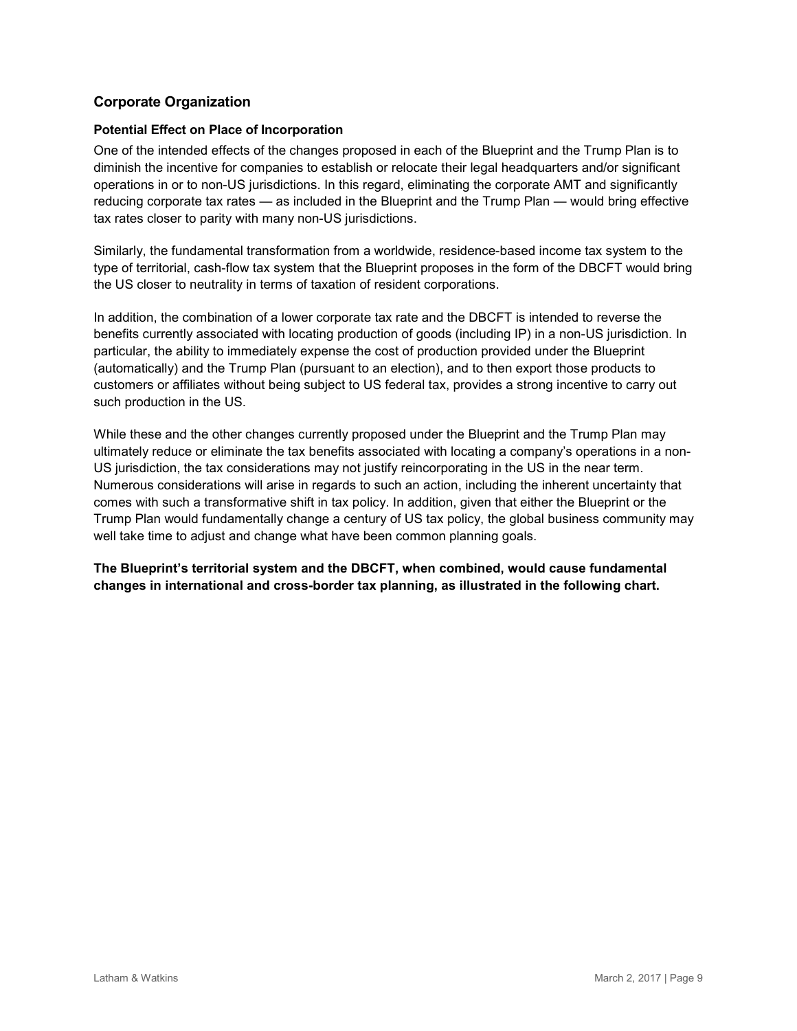## Corporate Organization

### Potential Effect on Place of Incorporation

One of the intended effects of the changes proposed in each of the Blueprint and the Trump Plan is to diminish the incentive for companies to establish or relocate their legal headquarters and/or significant operations in or to non-US jurisdictions. In this regard, eliminating the corporate AMT and significantly reducing corporate tax rates — as included in the Blueprint and the Trump Plan — would bring effective tax rates closer to parity with many non-US jurisdictions.

Similarly, the fundamental transformation from a worldwide, residence-based income tax system to the type of territorial, cash-flow tax system that the Blueprint proposes in the form of the DBCFT would bring the US closer to neutrality in terms of taxation of resident corporations.

In addition, the combination of a lower corporate tax rate and the DBCFT is intended to reverse the benefits currently associated with locating production of goods (including IP) in a non-US jurisdiction. In particular, the ability to immediately expense the cost of production provided under the Blueprint (automatically) and the Trump Plan (pursuant to an election), and to then export those products to customers or affiliates without being subject to US federal tax, provides a strong incentive to carry out such production in the US.

While these and the other changes currently proposed under the Blueprint and the Trump Plan may ultimately reduce or eliminate the tax benefits associated with locating a company's operations in a non-US jurisdiction, the tax considerations may not justify reincorporating in the US in the near term. Numerous considerations will arise in regards to such an action, including the inherent uncertainty that comes with such a transformative shift in tax policy. In addition, given that either the Blueprint or the Trump Plan would fundamentally change a century of US tax policy, the global business community may well take time to adjust and change what have been common planning goals.

**The Blueprint's territorial system and the DBCFT, when combined, would cause fundamental changes in international and cross-border tax planning, as illustrated in the following chart.**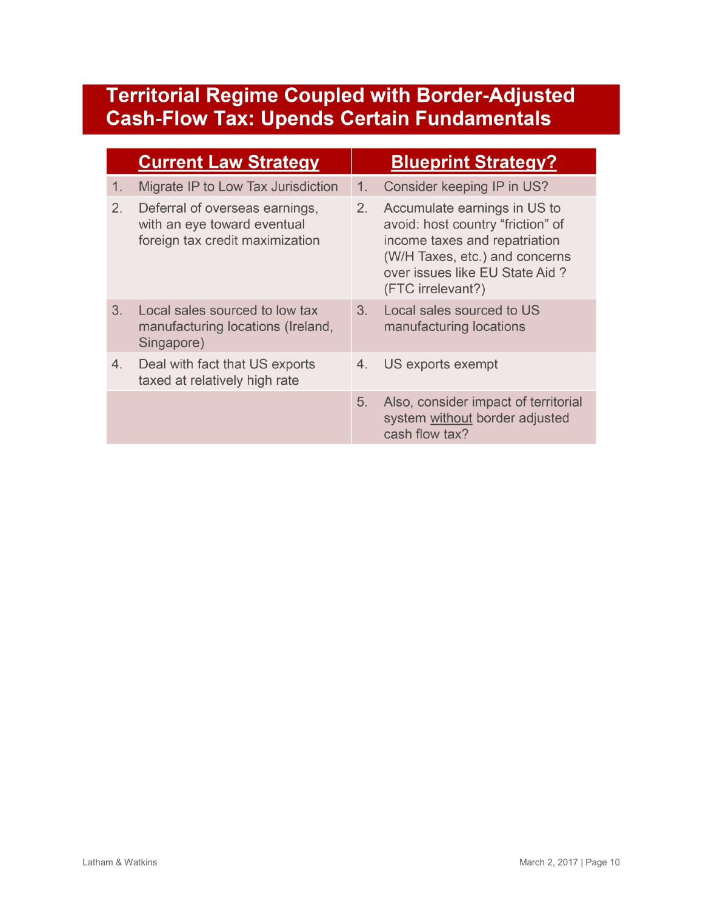# Territorial Regime Coupled with Border-Adjusted Cash-Flow Tax: Upends Certain Fundamentals

| Current Law Strategy | Blueprint Strategy? |
|---|---|
| 1. Migrate IP to Low Tax Jurisdiction | 1. Consider keeping IP in US? |
| 2. Deferral of overseas earnings, with an eye toward eventual foreign tax credit maximization | 2. Accumulate earnings in US to avoid: host country "friction" of income taxes and repatriation (W/H Taxes, etc.) and concerns over issues like EU State Aid ? (FTC irrelevant?) |
| 3. Local sales sourced to low tax manufacturing locations (Ireland, Singapore) | 3. Local sales sourced to US manufacturing locations |
| 4. Deal with fact that US exports taxed at relatively high rate | 4. US exports exempt |
| | 5. Also, consider impact of territorial system <u>without</u> border adjusted cash flow tax? |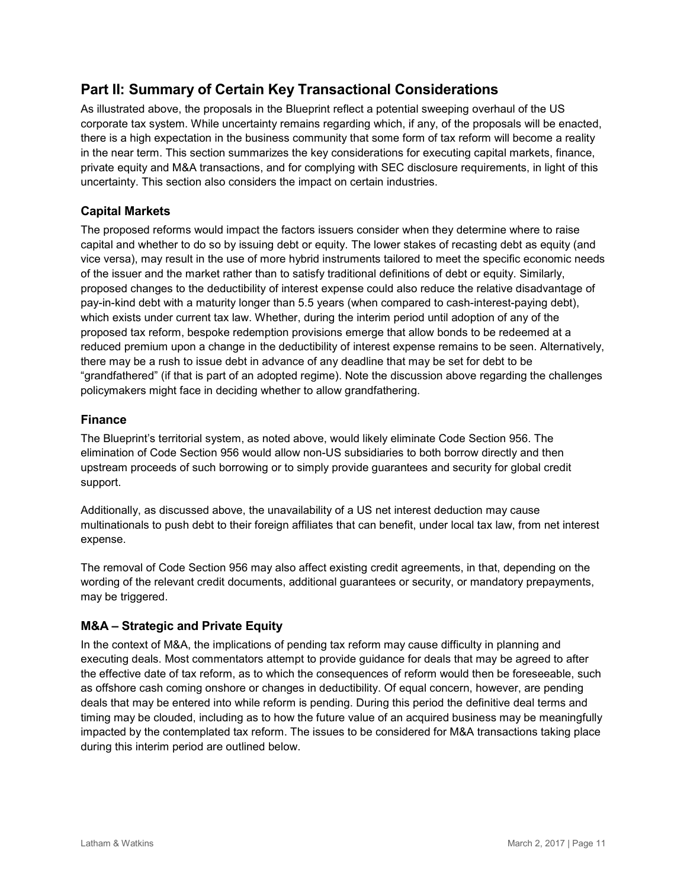## Part II: Summary of Certain Key Transactional Considerations

As illustrated above, the proposals in the Blueprint reflect a potential sweeping overhaul of the US corporate tax system. While uncertainty remains regarding which, if any, of the proposals will be enacted, there is a high expectation in the business community that some form of tax reform will become a reality in the near term. This section summarizes the key considerations for executing capital markets, finance, private equity and M&A transactions, and for complying with SEC disclosure requirements, in light of this uncertainty. This section also considers the impact on certain industries.

### Capital Markets

The proposed reforms would impact the factors issuers consider when they determine where to raise capital and whether to do so by issuing debt or equity. The lower stakes of recasting debt as equity (and vice versa), may result in the use of more hybrid instruments tailored to meet the specific economic needs of the issuer and the market rather than to satisfy traditional definitions of debt or equity. Similarly, proposed changes to the deductibility of interest expense could also reduce the relative disadvantage of pay-in-kind debt with a maturity longer than 5.5 years (when compared to cash-interest-paying debt), which exists under current tax law. Whether, during the interim period until adoption of any of the proposed tax reform, bespoke redemption provisions emerge that allow bonds to be redeemed at a reduced premium upon a change in the deductibility of interest expense remains to be seen. Alternatively, there may be a rush to issue debt in advance of any deadline that may be set for debt to be "grandfathered" (if that is part of an adopted regime). Note the discussion above regarding the challenges policymakers might face in deciding whether to allow grandfathering.

### Finance

The Blueprint's territorial system, as noted above, would likely eliminate Code Section 956. The elimination of Code Section 956 would allow non-US subsidiaries to both borrow directly and then upstream proceeds of such borrowing or to simply provide guarantees and security for global credit support.

Additionally, as discussed above, the unavailability of a US net interest deduction may cause multinationals to push debt to their foreign affiliates that can benefit, under local tax law, from net interest expense.

The removal of Code Section 956 may also affect existing credit agreements, in that, depending on the wording of the relevant credit documents, additional guarantees or security, or mandatory prepayments, may be triggered.

### M&A – Strategic and Private Equity

In the context of M&A, the implications of pending tax reform may cause difficulty in planning and executing deals. Most commentators attempt to provide guidance for deals that may be agreed to after the effective date of tax reform, as to which the consequences of reform would then be foreseeable, such as offshore cash coming onshore or changes in deductibility. Of equal concern, however, are pending deals that may be entered into while reform is pending. During this period the definitive deal terms and timing may be clouded, including as to how the future value of an acquired business may be meaningfully impacted by the contemplated tax reform. The issues to be considered for M&A transactions taking place during this interim period are outlined below.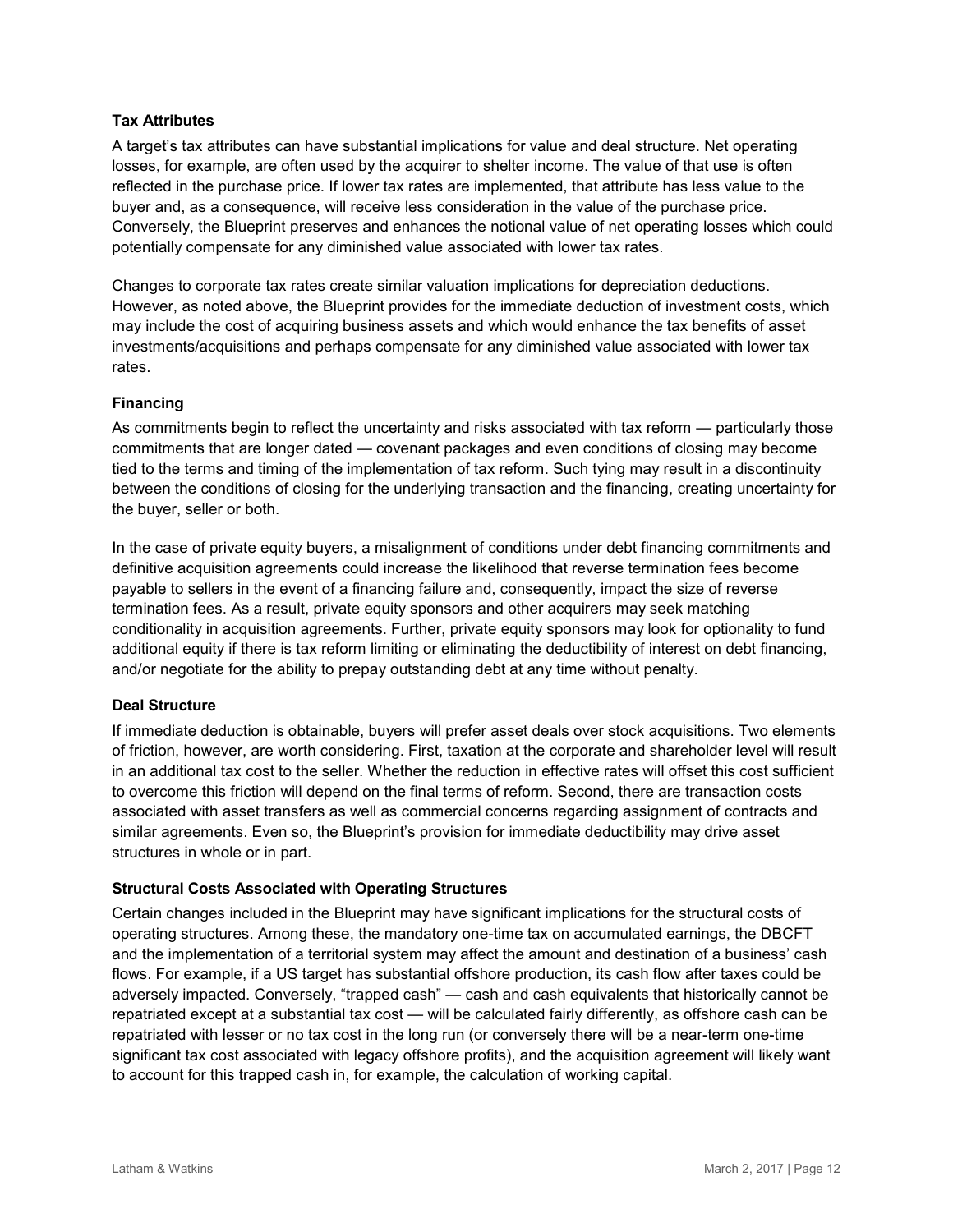**Tax Attributes**

A target's tax attributes can have substantial implications for value and deal structure. Net operating losses, for example, are often used by the acquirer to shelter income. The value of that use is often reflected in the purchase price. If lower tax rates are implemented, that attribute has less value to the buyer and, as a consequence, will receive less consideration in the value of the purchase price. Conversely, the Blueprint preserves and enhances the notional value of net operating losses which could potentially compensate for any diminished value associated with lower tax rates.

Changes to corporate tax rates create similar valuation implications for depreciation deductions. However, as noted above, the Blueprint provides for the immediate deduction of investment costs, which may include the cost of acquiring business assets and which would enhance the tax benefits of asset investments/acquisitions and perhaps compensate for any diminished value associated with lower tax rates.

**Financing**

As commitments begin to reflect the uncertainty and risks associated with tax reform — particularly those commitments that are longer dated — covenant packages and even conditions of closing may become tied to the terms and timing of the implementation of tax reform. Such tying may result in a discontinuity between the conditions of closing for the underlying transaction and the financing, creating uncertainty for the buyer, seller or both.

In the case of private equity buyers, a misalignment of conditions under debt financing commitments and definitive acquisition agreements could increase the likelihood that reverse termination fees become payable to sellers in the event of a financing failure and, consequently, impact the size of reverse termination fees. As a result, private equity sponsors and other acquirers may seek matching conditionality in acquisition agreements. Further, private equity sponsors may look for optionality to fund additional equity if there is tax reform limiting or eliminating the deductibility of interest on debt financing, and/or negotiate for the ability to prepay outstanding debt at any time without penalty.

**Deal Structure**

If immediate deduction is obtainable, buyers will prefer asset deals over stock acquisitions. Two elements of friction, however, are worth considering. First, taxation at the corporate and shareholder level will result in an additional tax cost to the seller. Whether the reduction in effective rates will offset this cost sufficient to overcome this friction will depend on the final terms of reform. Second, there are transaction costs associated with asset transfers as well as commercial concerns regarding assignment of contracts and similar agreements. Even so, the Blueprint's provision for immediate deductibility may drive asset structures in whole or in part.

**Structural Costs Associated with Operating Structures**

Certain changes included in the Blueprint may have significant implications for the structural costs of operating structures. Among these, the mandatory one-time tax on accumulated earnings, the DBCFT and the implementation of a territorial system may affect the amount and destination of a business' cash flows. For example, if a US target has substantial offshore production, its cash flow after taxes could be adversely impacted. Conversely, "trapped cash" — cash and cash equivalents that historically cannot be repatriated except at a substantial tax cost — will be calculated fairly differently, as offshore cash can be repatriated with lesser or no tax cost in the long run (or conversely there will be a near-term one-time significant tax cost associated with legacy offshore profits), and the acquisition agreement will likely want to account for this trapped cash in, for example, the calculation of working capital.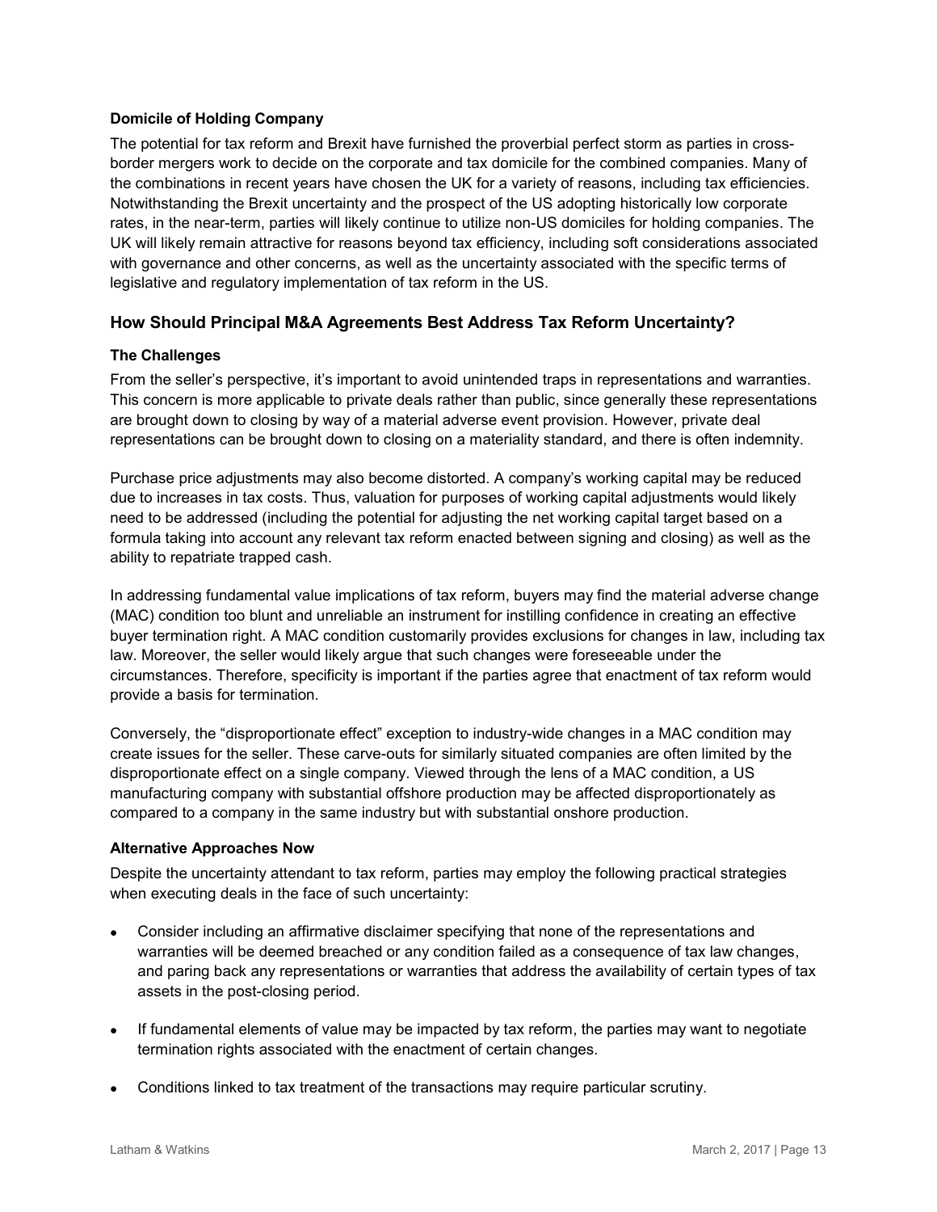**Domicile of Holding Company**

The potential for tax reform and Brexit have furnished the proverbial perfect storm as parties in cross-border mergers work to decide on the corporate and tax domicile for the combined companies. Many of the combinations in recent years have chosen the UK for a variety of reasons, including tax efficiencies. Notwithstanding the Brexit uncertainty and the prospect of the US adopting historically low corporate rates, in the near-term, parties will likely continue to utilize non-US domiciles for holding companies. The UK will likely remain attractive for reasons beyond tax efficiency, including soft considerations associated with governance and other concerns, as well as the uncertainty associated with the specific terms of legislative and regulatory implementation of tax reform in the US.

## How Should Principal M&A Agreements Best Address Tax Reform Uncertainty?

**The Challenges**

From the seller's perspective, it's important to avoid unintended traps in representations and warranties. This concern is more applicable to private deals rather than public, since generally these representations are brought down to closing by way of a material adverse event provision. However, private deal representations can be brought down to closing on a materiality standard, and there is often indemnity.

Purchase price adjustments may also become distorted. A company's working capital may be reduced due to increases in tax costs. Thus, valuation for purposes of working capital adjustments would likely need to be addressed (including the potential for adjusting the net working capital target based on a formula taking into account any relevant tax reform enacted between signing and closing) as well as the ability to repatriate trapped cash.

In addressing fundamental value implications of tax reform, buyers may find the material adverse change (MAC) condition too blunt and unreliable an instrument for instilling confidence in creating an effective buyer termination right. A MAC condition customarily provides exclusions for changes in law, including tax law. Moreover, the seller would likely argue that such changes were foreseeable under the circumstances. Therefore, specificity is important if the parties agree that enactment of tax reform would provide a basis for termination.

Conversely, the "disproportionate effect" exception to industry-wide changes in a MAC condition may create issues for the seller. These carve-outs for similarly situated companies are often limited by the disproportionate effect on a single company. Viewed through the lens of a MAC condition, a US manufacturing company with substantial offshore production may be affected disproportionately as compared to a company in the same industry but with substantial onshore production.

**Alternative Approaches Now**

Despite the uncertainty attendant to tax reform, parties may employ the following practical strategies when executing deals in the face of such uncertainty:

- Consider including an affirmative disclaimer specifying that none of the representations and warranties will be deemed breached or any condition failed as a consequence of tax law changes, and paring back any representations or warranties that address the availability of certain types of tax assets in the post-closing period.
- If fundamental elements of value may be impacted by tax reform, the parties may want to negotiate termination rights associated with the enactment of certain changes.
- Conditions linked to tax treatment of the transactions may require particular scrutiny.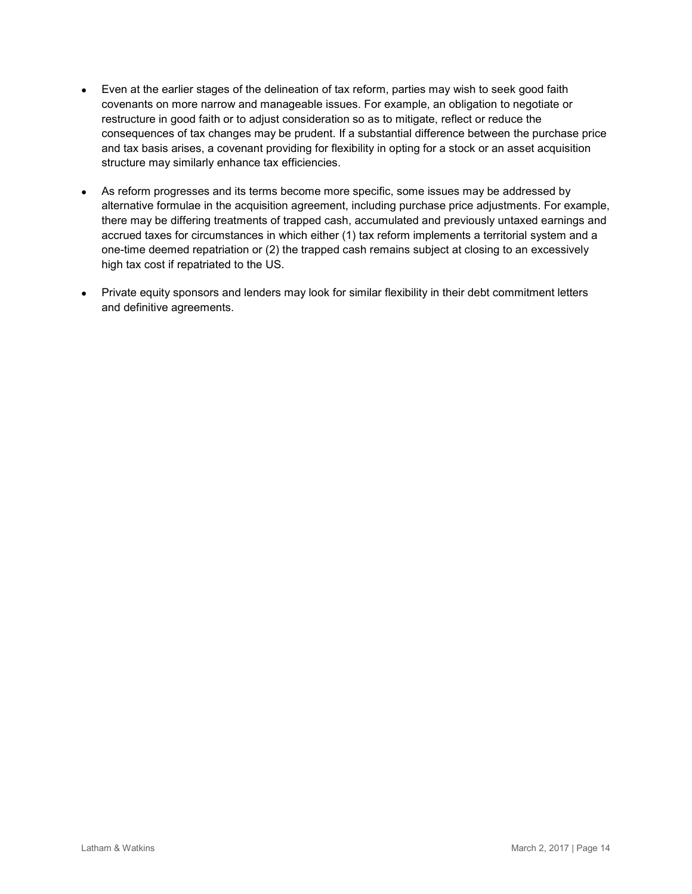- Even at the earlier stages of the delineation of tax reform, parties may wish to seek good faith covenants on more narrow and manageable issues. For example, an obligation to negotiate or restructure in good faith or to adjust consideration so as to mitigate, reflect or reduce the consequences of tax changes may be prudent. If a substantial difference between the purchase price and tax basis arises, a covenant providing for flexibility in opting for a stock or an asset acquisition structure may similarly enhance tax efficiencies.

- As reform progresses and its terms become more specific, some issues may be addressed by alternative formulae in the acquisition agreement, including purchase price adjustments. For example, there may be differing treatments of trapped cash, accumulated and previously untaxed earnings and accrued taxes for circumstances in which either (1) tax reform implements a territorial system and a one-time deemed repatriation or (2) the trapped cash remains subject at closing to an excessively high tax cost if repatriated to the US.

- Private equity sponsors and lenders may look for similar flexibility in their debt commitment letters and definitive agreements.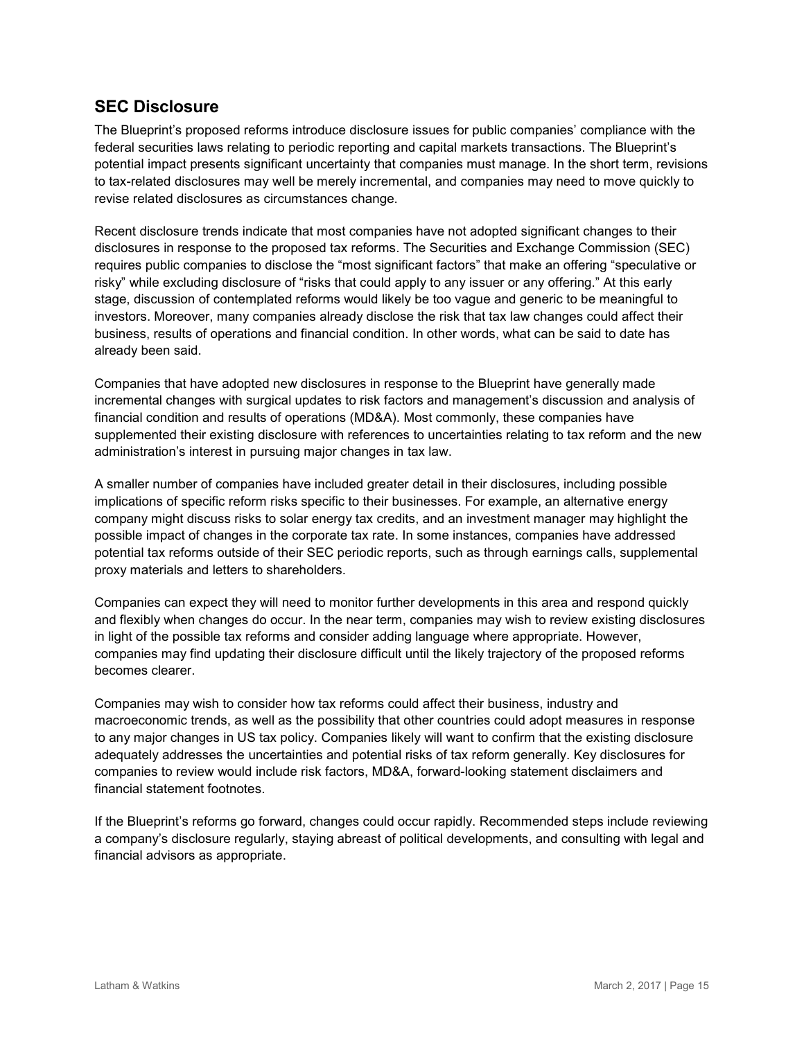## SEC Disclosure

The Blueprint's proposed reforms introduce disclosure issues for public companies' compliance with the federal securities laws relating to periodic reporting and capital markets transactions. The Blueprint's potential impact presents significant uncertainty that companies must manage. In the short term, revisions to tax-related disclosures may well be merely incremental, and companies may need to move quickly to revise related disclosures as circumstances change.

Recent disclosure trends indicate that most companies have not adopted significant changes to their disclosures in response to the proposed tax reforms. The Securities and Exchange Commission (SEC) requires public companies to disclose the "most significant factors" that make an offering "speculative or risky" while excluding disclosure of "risks that could apply to any issuer or any offering." At this early stage, discussion of contemplated reforms would likely be too vague and generic to be meaningful to investors. Moreover, many companies already disclose the risk that tax law changes could affect their business, results of operations and financial condition. In other words, what can be said to date has already been said.

Companies that have adopted new disclosures in response to the Blueprint have generally made incremental changes with surgical updates to risk factors and management's discussion and analysis of financial condition and results of operations (MD&A). Most commonly, these companies have supplemented their existing disclosure with references to uncertainties relating to tax reform and the new administration's interest in pursuing major changes in tax law.

A smaller number of companies have included greater detail in their disclosures, including possible implications of specific reform risks specific to their businesses. For example, an alternative energy company might discuss risks to solar energy tax credits, and an investment manager may highlight the possible impact of changes in the corporate tax rate. In some instances, companies have addressed potential tax reforms outside of their SEC periodic reports, such as through earnings calls, supplemental proxy materials and letters to shareholders.

Companies can expect they will need to monitor further developments in this area and respond quickly and flexibly when changes do occur. In the near term, companies may wish to review existing disclosures in light of the possible tax reforms and consider adding language where appropriate. However, companies may find updating their disclosure difficult until the likely trajectory of the proposed reforms becomes clearer.

Companies may wish to consider how tax reforms could affect their business, industry and macroeconomic trends, as well as the possibility that other countries could adopt measures in response to any major changes in US tax policy. Companies likely will want to confirm that the existing disclosure adequately addresses the uncertainties and potential risks of tax reform generally. Key disclosures for companies to review would include risk factors, MD&A, forward-looking statement disclaimers and financial statement footnotes.

If the Blueprint's reforms go forward, changes could occur rapidly. Recommended steps include reviewing a company's disclosure regularly, staying abreast of political developments, and consulting with legal and financial advisors as appropriate.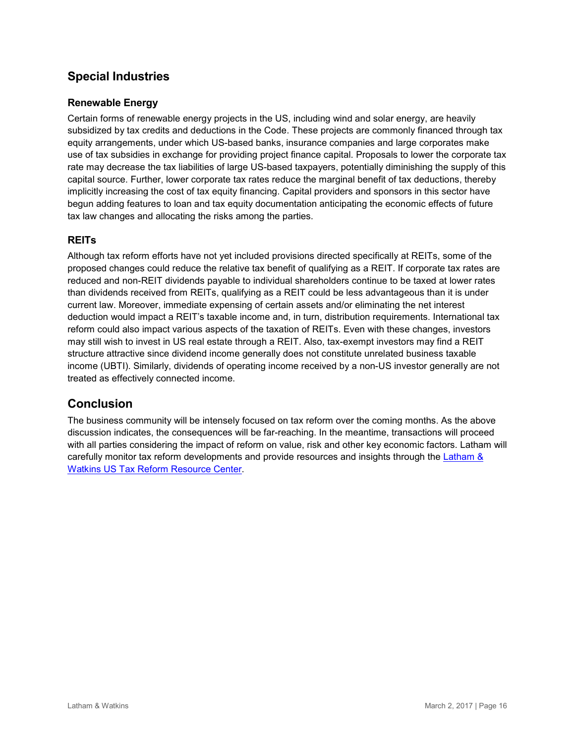## Special Industries

### Renewable Energy

Certain forms of renewable energy projects in the US, including wind and solar energy, are heavily subsidized by tax credits and deductions in the Code. These projects are commonly financed through tax equity arrangements, under which US-based banks, insurance companies and large corporates make use of tax subsidies in exchange for providing project finance capital. Proposals to lower the corporate tax rate may decrease the tax liabilities of large US-based taxpayers, potentially diminishing the supply of this capital source. Further, lower corporate tax rates reduce the marginal benefit of tax deductions, thereby implicitly increasing the cost of tax equity financing. Capital providers and sponsors in this sector have begun adding features to loan and tax equity documentation anticipating the economic effects of future tax law changes and allocating the risks among the parties.

### REITs

Although tax reform efforts have not yet included provisions directed specifically at REITs, some of the proposed changes could reduce the relative tax benefit of qualifying as a REIT. If corporate tax rates are reduced and non-REIT dividends payable to individual shareholders continue to be taxed at lower rates than dividends received from REITs, qualifying as a REIT could be less advantageous than it is under current law. Moreover, immediate expensing of certain assets and/or eliminating the net interest deduction would impact a REIT's taxable income and, in turn, distribution requirements. International tax reform could also impact various aspects of the taxation of REITs. Even with these changes, investors may still wish to invest in US real estate through a REIT. Also, tax-exempt investors may find a REIT structure attractive since dividend income generally does not constitute unrelated business taxable income (UBTI). Similarly, dividends of operating income received by a non-US investor generally are not treated as effectively connected income.

## Conclusion

The business community will be intensely focused on tax reform over the coming months. As the above discussion indicates, the consequences will be far-reaching. In the meantime, transactions will proceed with all parties considering the impact of reform on value, risk and other key economic factors. Latham will carefully monitor tax reform developments and provide resources and insights through the Latham & Watkins US Tax Reform Resource Center.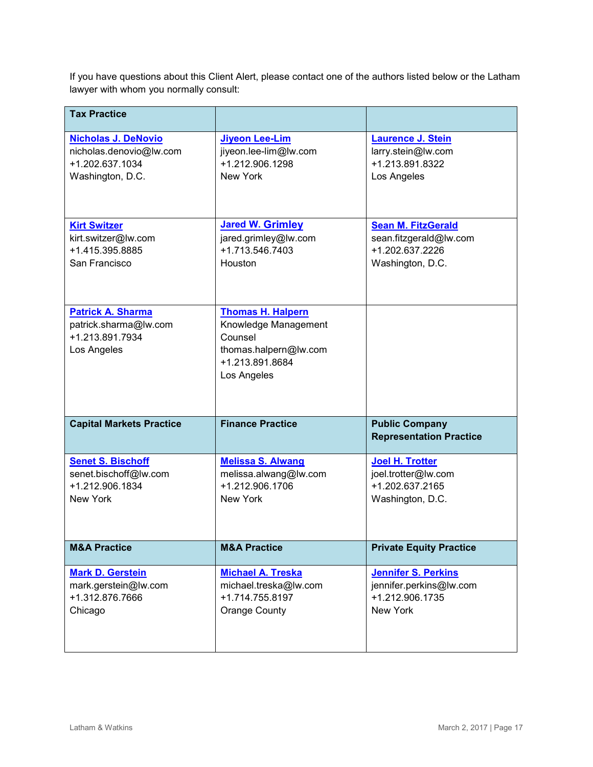If you have questions about this Client Alert, please contact one of the authors listed below or the Latham lawyer with whom you normally consult:

| **Tax Practice** | | |
|---|---|---|
| **[Nicholas J. DeNovio]**<br>nicholas.denovio@lw.com<br>+1.202.637.1034<br>Washington, D.C. | **[Jiyeon Lee-Lim]**<br>jiyeon.lee-lim@lw.com<br>+1.212.906.1298<br>New York | **[Laurence J. Stein]**<br>larry.stein@lw.com<br>+1.213.891.8322<br>Los Angeles |
| **[Kirt Switzer]**<br>kirt.switzer@lw.com<br>+1.415.395.8885<br>San Francisco | **[Jared W. Grimley]**<br>jared.grimley@lw.com<br>+1.713.546.7403<br>Houston | **[Sean M. FitzGerald]**<br>sean.fitzgerald@lw.com<br>+1.202.637.2226<br>Washington, D.C. |
| **[Patrick A. Sharma]**<br>patrick.sharma@lw.com<br>+1.213.891.7934<br>Los Angeles | **[Thomas H. Halpern]**<br>Knowledge Management Counsel<br>thomas.halpern@lw.com<br>+1.213.891.8684<br>Los Angeles | |
| **Capital Markets Practice** | **Finance Practice** | **Public Company Representation Practice** |
| **[Senet S. Bischoff]**<br>senet.bischoff@lw.com<br>+1.212.906.1834<br>New York | **[Melissa S. Alwang]**<br>melissa.alwang@lw.com<br>+1.212.906.1706<br>New York | **[Joel H. Trotter]**<br>joel.trotter@lw.com<br>+1.202.637.2165<br>Washington, D.C. |
| **M&A Practice** | **M&A Practice** | **Private Equity Practice** |
| **[Mark D. Gerstein]**<br>mark.gerstein@lw.com<br>+1.312.876.7666<br>Chicago | **[Michael A. Treska]**<br>michael.treska@lw.com<br>+1.714.755.8197<br>Orange County | **[Jennifer S. Perkins]**<br>jennifer.perkins@lw.com<br>+1.212.906.1735<br>New York |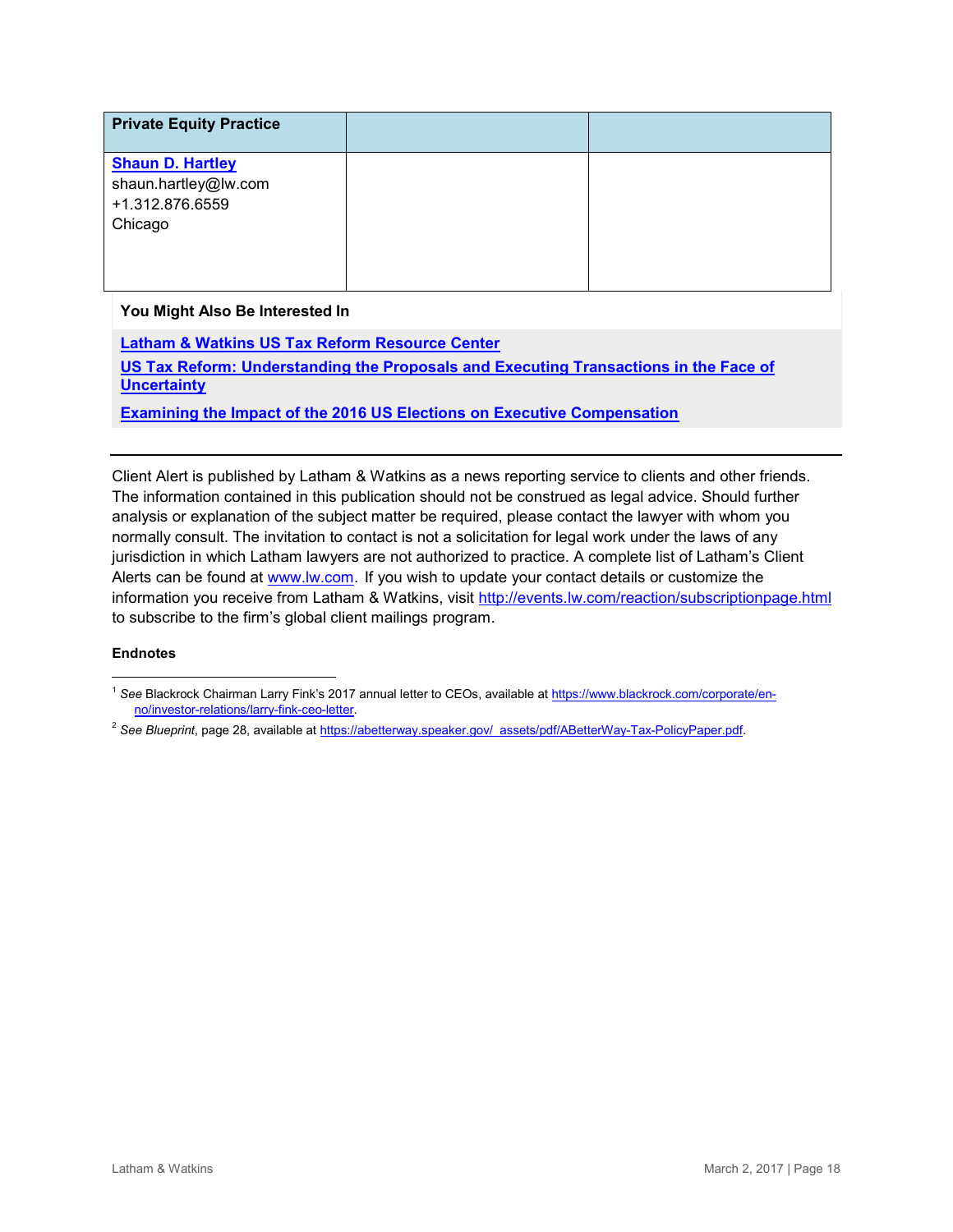| Private Equity Practice | | |
|---|---|---|
| **Shaun D. Hartley**<br>shaun.hartley@lw.com<br>+1.312.876.6559<br>Chicago | | |

**You Might Also Be Interested In**

**Latham & Watkins US Tax Reform Resource Center**

**US Tax Reform: Understanding the Proposals and Executing Transactions in the Face of Uncertainty**

**Examining the Impact of the 2016 US Elections on Executive Compensation**

---

Client Alert is published by Latham & Watkins as a news reporting service to clients and other friends. The information contained in this publication should not be construed as legal advice. Should further analysis or explanation of the subject matter be required, please contact the lawyer with whom you normally consult. The invitation to contact is not a solicitation for legal work under the laws of any jurisdiction in which Latham lawyers are not authorized to practice. A complete list of Latham's Client Alerts can be found at www.lw.com. If you wish to update your contact details or customize the information you receive from Latham & Watkins, visit http://events.lw.com/reaction/subscriptionpage.html to subscribe to the firm's global client mailings program.

**Endnotes**

[1] *See* Blackrock Chairman Larry Fink's 2017 annual letter to CEOs, available at https://www.blackrock.com/corporate/en-no/investor-relations/larry-fink-ceo-letter.

[2] *See Blueprint*, page 28, available at https://abetterway.speaker.gov/_assets/pdf/ABetterWay-Tax-PolicyPaper.pdf.